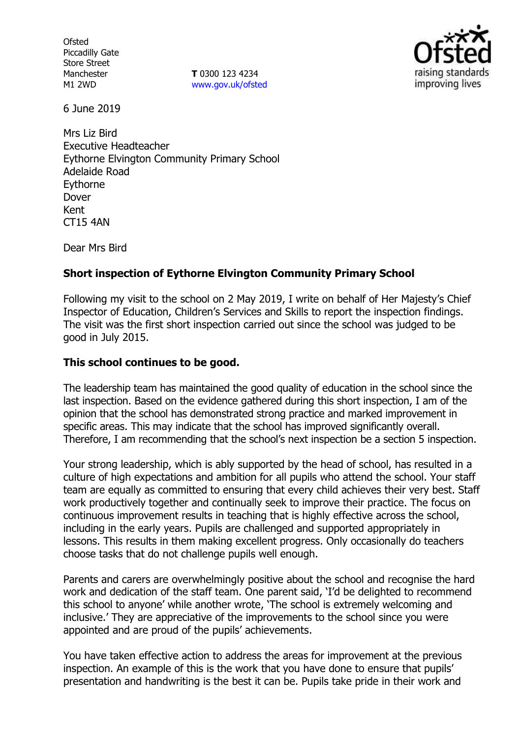Ofsted
Piccadilly Gate
Store Street
Manchester
M1 2WD

**T** 0300 123 4234
www.gov.uk/ofsted

6 June 2019

Mrs Liz Bird
Executive Headteacher
Eythorne Elvington Community Primary School
Adelaide Road
Eythorne
Dover
Kent
CT15 4AN

Dear Mrs Bird

**Short inspection of Eythorne Elvington Community Primary School**

Following my visit to the school on 2 May 2019, I write on behalf of Her Majesty's Chief Inspector of Education, Children's Services and Skills to report the inspection findings. The visit was the first short inspection carried out since the school was judged to be good in July 2015.

**This school continues to be good.**

The leadership team has maintained the good quality of education in the school since the last inspection. Based on the evidence gathered during this short inspection, I am of the opinion that the school has demonstrated strong practice and marked improvement in specific areas. This may indicate that the school has improved significantly overall. Therefore, I am recommending that the school's next inspection be a section 5 inspection.

Your strong leadership, which is ably supported by the head of school, has resulted in a culture of high expectations and ambition for all pupils who attend the school. Your staff team are equally as committed to ensuring that every child achieves their very best. Staff work productively together and continually seek to improve their practice. The focus on continuous improvement results in teaching that is highly effective across the school, including in the early years. Pupils are challenged and supported appropriately in lessons. This results in them making excellent progress. Only occasionally do teachers choose tasks that do not challenge pupils well enough.

Parents and carers are overwhelmingly positive about the school and recognise the hard work and dedication of the staff team. One parent said, 'I'd be delighted to recommend this school to anyone' while another wrote, 'The school is extremely welcoming and inclusive.' They are appreciative of the improvements to the school since you were appointed and are proud of the pupils' achievements.

You have taken effective action to address the areas for improvement at the previous inspection. An example of this is the work that you have done to ensure that pupils' presentation and handwriting is the best it can be. Pupils take pride in their work and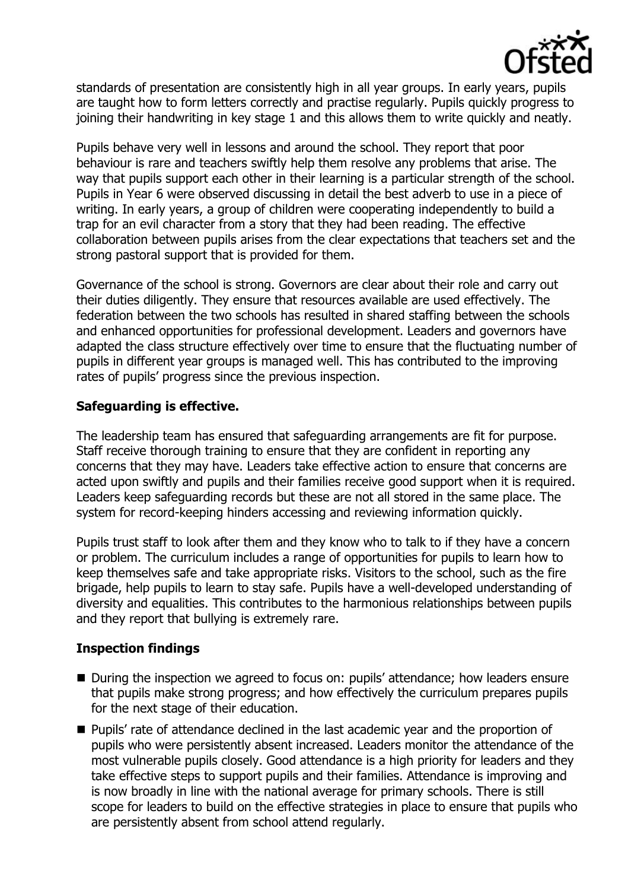standards of presentation are consistently high in all year groups. In early years, pupils are taught how to form letters correctly and practise regularly. Pupils quickly progress to joining their handwriting in key stage 1 and this allows them to write quickly and neatly.

Pupils behave very well in lessons and around the school. They report that poor behaviour is rare and teachers swiftly help them resolve any problems that arise. The way that pupils support each other in their learning is a particular strength of the school. Pupils in Year 6 were observed discussing in detail the best adverb to use in a piece of writing. In early years, a group of children were cooperating independently to build a trap for an evil character from a story that they had been reading. The effective collaboration between pupils arises from the clear expectations that teachers set and the strong pastoral support that is provided for them.

Governance of the school is strong. Governors are clear about their role and carry out their duties diligently. They ensure that resources available are used effectively. The federation between the two schools has resulted in shared staffing between the schools and enhanced opportunities for professional development. Leaders and governors have adapted the class structure effectively over time to ensure that the fluctuating number of pupils in different year groups is managed well. This has contributed to the improving rates of pupils' progress since the previous inspection.

### Safeguarding is effective.

The leadership team has ensured that safeguarding arrangements are fit for purpose. Staff receive thorough training to ensure that they are confident in reporting any concerns that they may have. Leaders take effective action to ensure that concerns are acted upon swiftly and pupils and their families receive good support when it is required. Leaders keep safeguarding records but these are not all stored in the same place. The system for record-keeping hinders accessing and reviewing information quickly.

Pupils trust staff to look after them and they know who to talk to if they have a concern or problem. The curriculum includes a range of opportunities for pupils to learn how to keep themselves safe and take appropriate risks. Visitors to the school, such as the fire brigade, help pupils to learn to stay safe. Pupils have a well-developed understanding of diversity and equalities. This contributes to the harmonious relationships between pupils and they report that bullying is extremely rare.

### Inspection findings

- During the inspection we agreed to focus on: pupils' attendance; how leaders ensure that pupils make strong progress; and how effectively the curriculum prepares pupils for the next stage of their education.
- Pupils' rate of attendance declined in the last academic year and the proportion of pupils who were persistently absent increased. Leaders monitor the attendance of the most vulnerable pupils closely. Good attendance is a high priority for leaders and they take effective steps to support pupils and their families. Attendance is improving and is now broadly in line with the national average for primary schools. There is still scope for leaders to build on the effective strategies in place to ensure that pupils who are persistently absent from school attend regularly.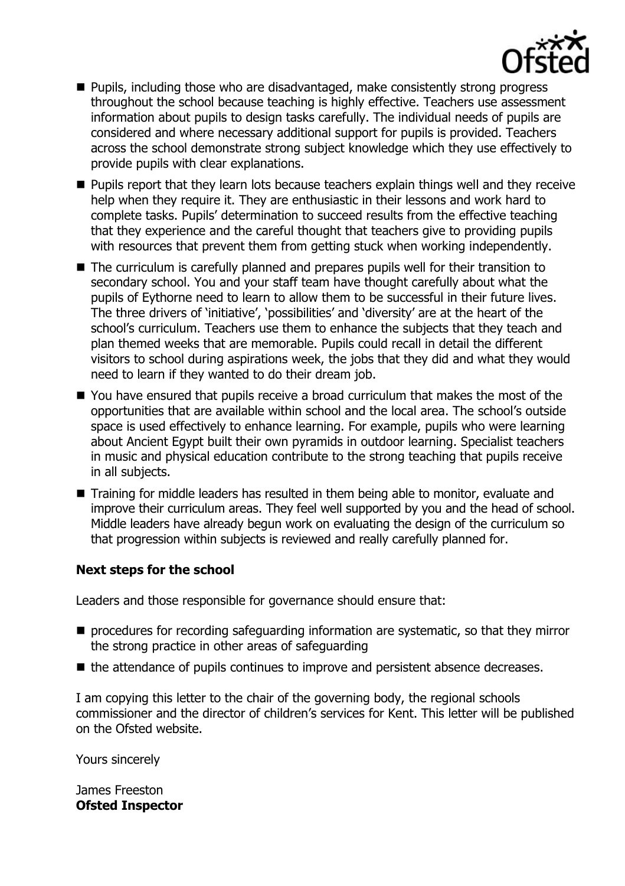- Pupils, including those who are disadvantaged, make consistently strong progress throughout the school because teaching is highly effective. Teachers use assessment information about pupils to design tasks carefully. The individual needs of pupils are considered and where necessary additional support for pupils is provided. Teachers across the school demonstrate strong subject knowledge which they use effectively to provide pupils with clear explanations.
- Pupils report that they learn lots because teachers explain things well and they receive help when they require it. They are enthusiastic in their lessons and work hard to complete tasks. Pupils' determination to succeed results from the effective teaching that they experience and the careful thought that teachers give to providing pupils with resources that prevent them from getting stuck when working independently.
- The curriculum is carefully planned and prepares pupils well for their transition to secondary school. You and your staff team have thought carefully about what the pupils of Eythorne need to learn to allow them to be successful in their future lives. The three drivers of 'initiative', 'possibilities' and 'diversity' are at the heart of the school's curriculum. Teachers use them to enhance the subjects that they teach and plan themed weeks that are memorable. Pupils could recall in detail the different visitors to school during aspirations week, the jobs that they did and what they would need to learn if they wanted to do their dream job.
- You have ensured that pupils receive a broad curriculum that makes the most of the opportunities that are available within school and the local area. The school's outside space is used effectively to enhance learning. For example, pupils who were learning about Ancient Egypt built their own pyramids in outdoor learning. Specialist teachers in music and physical education contribute to the strong teaching that pupils receive in all subjects.
- Training for middle leaders has resulted in them being able to monitor, evaluate and improve their curriculum areas. They feel well supported by you and the head of school. Middle leaders have already begun work on evaluating the design of the curriculum so that progression within subjects is reviewed and really carefully planned for.

## Next steps for the school

Leaders and those responsible for governance should ensure that:

- procedures for recording safeguarding information are systematic, so that they mirror the strong practice in other areas of safeguarding
- the attendance of pupils continues to improve and persistent absence decreases.

I am copying this letter to the chair of the governing body, the regional schools commissioner and the director of children's services for Kent. This letter will be published on the Ofsted website.

Yours sincerely

James Freeston
**Ofsted Inspector**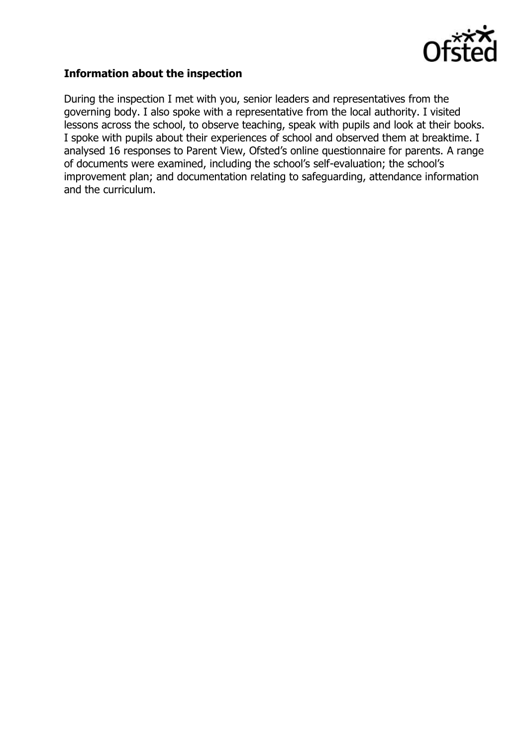**Information about the inspection**

During the inspection I met with you, senior leaders and representatives from the governing body. I also spoke with a representative from the local authority. I visited lessons across the school, to observe teaching, speak with pupils and look at their books. I spoke with pupils about their experiences of school and observed them at breaktime. I analysed 16 responses to Parent View, Ofsted's online questionnaire for parents. A range of documents were examined, including the school's self-evaluation; the school's improvement plan; and documentation relating to safeguarding, attendance information and the curriculum.